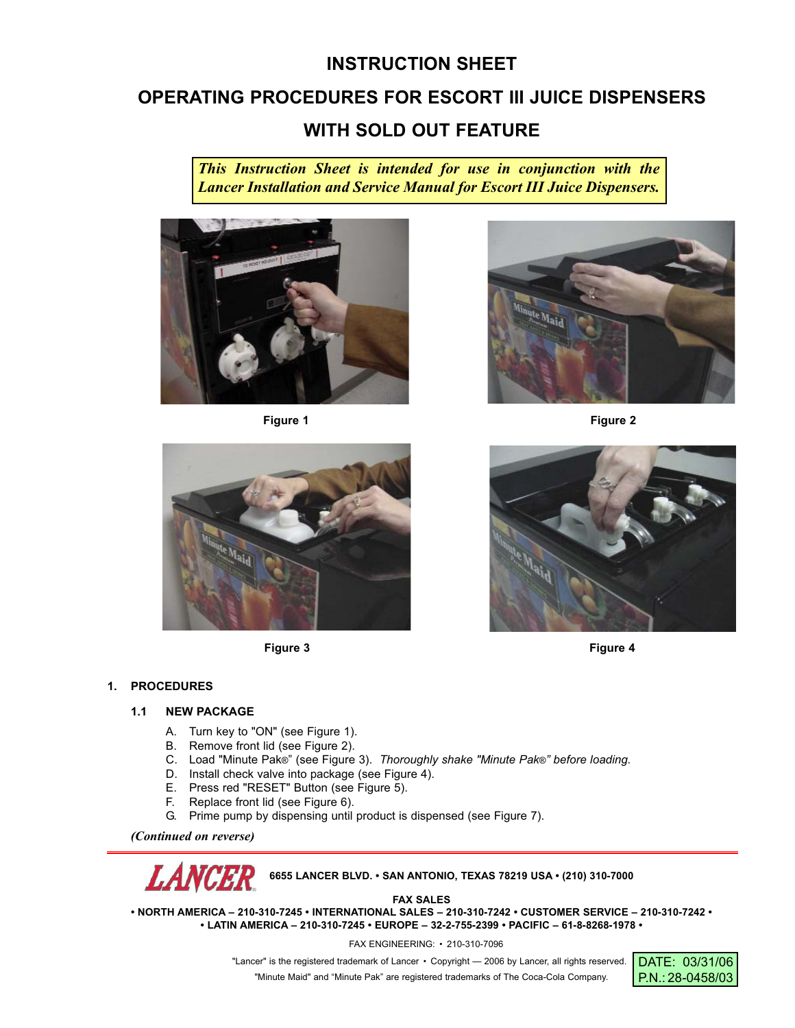# INSTRUCTION SHEET

# OPERATING PROCEDURES FOR ESCORT III JUICE DISPENSERS WITH SOLD OUT FEATURE

*This Instruction Sheet is intended for use in conjunction with the Lancer Installation and Service Manual for Escort III Juice Dispensers.*

Figure 1

Figure 2

Figure 3

Figure 4

## 1. PROCEDURES

### 1.1 NEW PACKAGE

A. Turn key to "ON" (see Figure 1).
B. Remove front lid (see Figure 2).
C. Load "Minute Pak®" (see Figure 3). *Thoroughly shake "Minute Pak®" before loading.*
D. Install check valve into package (see Figure 4).
E. Press red "RESET" Button (see Figure 5).
F. Replace front lid (see Figure 6).
G. Prime pump by dispensing until product is dispensed (see Figure 7).

*(Continued on reverse)*

---

**LANCER** 6655 LANCER BLVD. • SAN ANTONIO, TEXAS 78219 USA • (210) 310-7000

**FAX SALES**
**• NORTH AMERICA – 210-310-7245 • INTERNATIONAL SALES – 210-310-7242 • CUSTOMER SERVICE – 210-310-7242 •**
**• LATIN AMERICA – 210-310-7245 • EUROPE – 32-2-755-2399 • PACIFIC – 61-8-8268-1978 •**

FAX ENGINEERING: • 210-310-7096

"Lancer" is the registered trademark of Lancer • Copyright — 2006 by Lancer, all rights reserved.
"Minute Maid" and "Minute Pak" are registered trademarks of The Coca-Cola Company.

DATE: 03/31/06
P.N.: 28-0458/03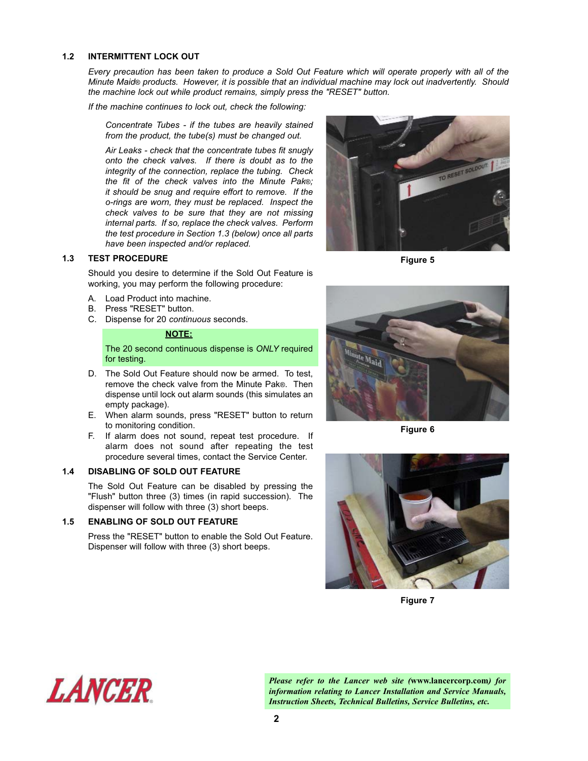## 1.2 INTERMITTENT LOCK OUT

*Every precaution has been taken to produce a Sold Out Feature which will operate properly with all of the Minute Maid® products. However, it is possible that an individual machine may lock out inadvertently. Should the machine lock out while product remains, simply press the "RESET" button.*

*If the machine continues to lock out, check the following:*

*Concentrate Tubes - if the tubes are heavily stained from the product, the tube(s) must be changed out.*

*Air Leaks - check that the concentrate tubes fit snugly onto the check valves. If there is doubt as to the integrity of the connection, replace the tubing. Check the fit of the check valves into the Minute Pak®; it should be snug and require effort to remove. If the o-rings are worn, they must be replaced. Inspect the check valves to be sure that they are not missing internal parts. If so, replace the check valves. Perform the test procedure in Section 1.3 (below) once all parts have been inspected and/or replaced.*

**Figure 5**

## 1.3 TEST PROCEDURE

Should you desire to determine if the Sold Out Feature is working, you may perform the following procedure:

A. Load Product into machine.
B. Press "RESET" button.
C. Dispense for 20 *continuous* seconds.

**NOTE:**

The 20 second continuous dispense is *ONLY* required for testing.

D. The Sold Out Feature should now be armed. To test, remove the check valve from the Minute Pak®. Then dispense until lock out alarm sounds (this simulates an empty package).
E. When alarm sounds, press "RESET" button to return to monitoring condition.
F. If alarm does not sound, repeat test procedure. If alarm does not sound after repeating the test procedure several times, contact the Service Center.

**Figure 6**

## 1.4 DISABLING OF SOLD OUT FEATURE

The Sold Out Feature can be disabled by pressing the "Flush" button three (3) times (in rapid succession). The dispenser will follow with three (3) short beeps.

## 1.5 ENABLING OF SOLD OUT FEATURE

Press the "RESET" button to enable the Sold Out Feature. Dispenser will follow with three (3) short beeps.

**Figure 7**

LANCER

***Please refer to the Lancer web site (www.lancercorp.com) for information relating to Lancer Installation and Service Manuals, Instruction Sheets, Technical Bulletins, Service Bulletins, etc.***